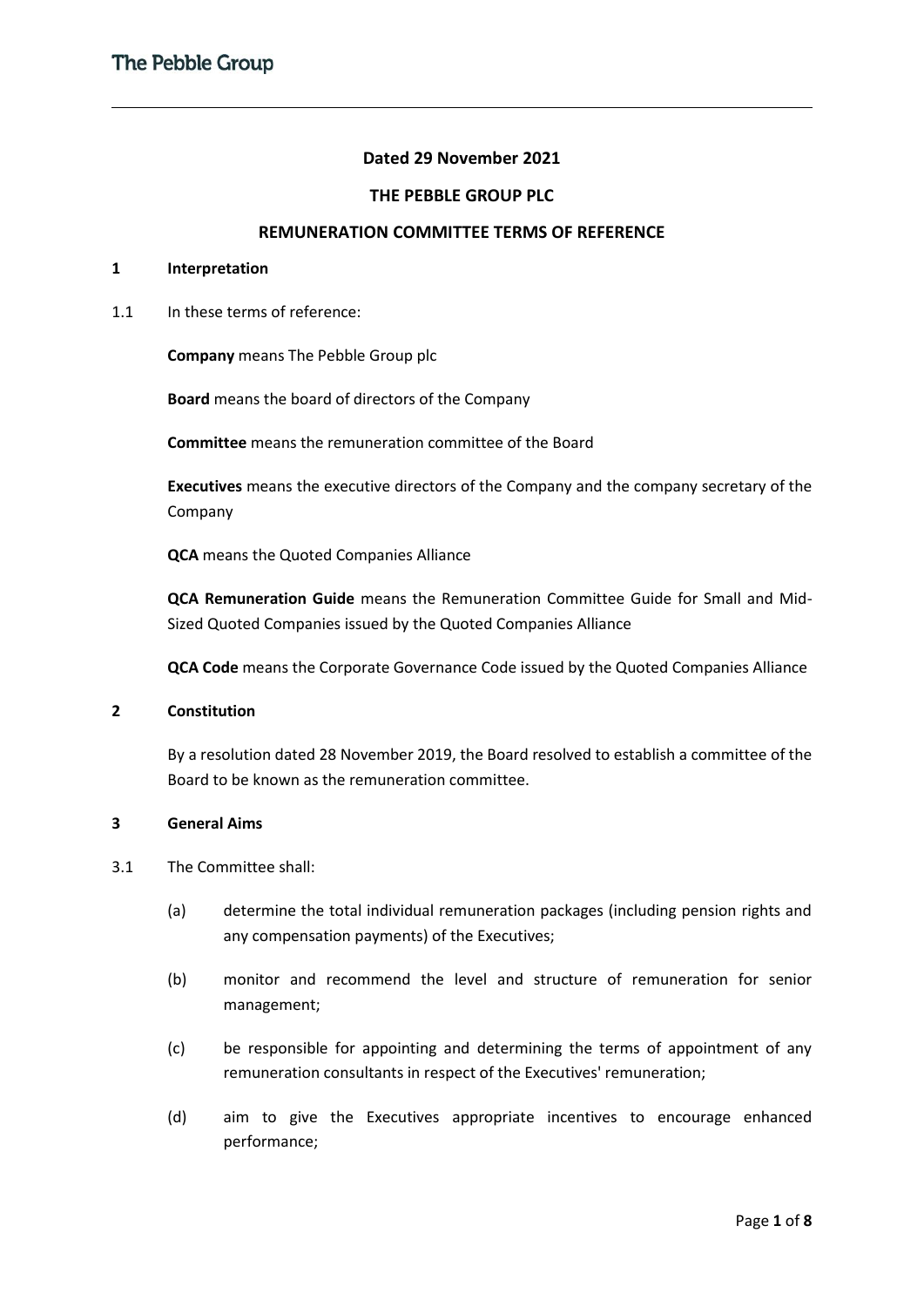**Dated 29 November 2021**

**THE PEBBLE GROUP PLC**

**REMUNERATION COMMITTEE TERMS OF REFERENCE**

## 1 Interpretation

1.1 In these terms of reference:

**Company** means The Pebble Group plc

**Board** means the board of directors of the Company

**Committee** means the remuneration committee of the Board

**Executives** means the executive directors of the Company and the company secretary of the Company

**QCA** means the Quoted Companies Alliance

**QCA Remuneration Guide** means the Remuneration Committee Guide for Small and Mid-Sized Quoted Companies issued by the Quoted Companies Alliance

**QCA Code** means the Corporate Governance Code issued by the Quoted Companies Alliance

## 2 Constitution

By a resolution dated 28 November 2019, the Board resolved to establish a committee of the Board to be known as the remuneration committee.

## 3 General Aims

3.1 The Committee shall:

(a) determine the total individual remuneration packages (including pension rights and any compensation payments) of the Executives;

(b) monitor and recommend the level and structure of remuneration for senior management;

(c) be responsible for appointing and determining the terms of appointment of any remuneration consultants in respect of the Executives' remuneration;

(d) aim to give the Executives appropriate incentives to encourage enhanced performance;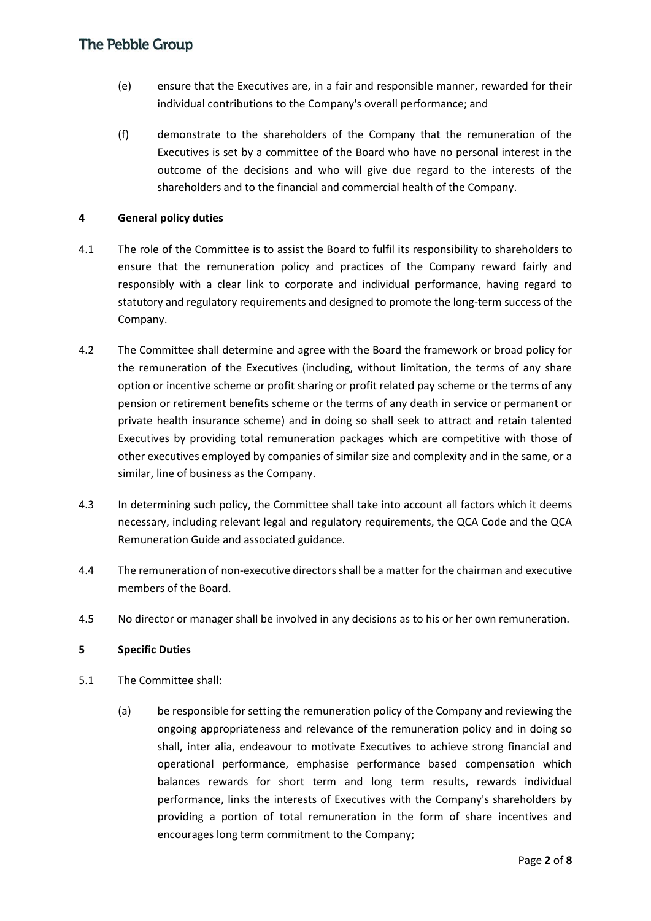(e) ensure that the Executives are, in a fair and responsible manner, rewarded for their individual contributions to the Company's overall performance; and

(f) demonstrate to the shareholders of the Company that the remuneration of the Executives is set by a committee of the Board who have no personal interest in the outcome of the decisions and who will give due regard to the interests of the shareholders and to the financial and commercial health of the Company.

## 4 General policy duties

4.1 The role of the Committee is to assist the Board to fulfil its responsibility to shareholders to ensure that the remuneration policy and practices of the Company reward fairly and responsibly with a clear link to corporate and individual performance, having regard to statutory and regulatory requirements and designed to promote the long-term success of the Company.

4.2 The Committee shall determine and agree with the Board the framework or broad policy for the remuneration of the Executives (including, without limitation, the terms of any share option or incentive scheme or profit sharing or profit related pay scheme or the terms of any pension or retirement benefits scheme or the terms of any death in service or permanent or private health insurance scheme) and in doing so shall seek to attract and retain talented Executives by providing total remuneration packages which are competitive with those of other executives employed by companies of similar size and complexity and in the same, or a similar, line of business as the Company.

4.3 In determining such policy, the Committee shall take into account all factors which it deems necessary, including relevant legal and regulatory requirements, the QCA Code and the QCA Remuneration Guide and associated guidance.

4.4 The remuneration of non-executive directors shall be a matter for the chairman and executive members of the Board.

4.5 No director or manager shall be involved in any decisions as to his or her own remuneration.

## 5 Specific Duties

5.1 The Committee shall:

(a) be responsible for setting the remuneration policy of the Company and reviewing the ongoing appropriateness and relevance of the remuneration policy and in doing so shall, inter alia, endeavour to motivate Executives to achieve strong financial and operational performance, emphasise performance based compensation which balances rewards for short term and long term results, rewards individual performance, links the interests of Executives with the Company's shareholders by providing a portion of total remuneration in the form of share incentives and encourages long term commitment to the Company;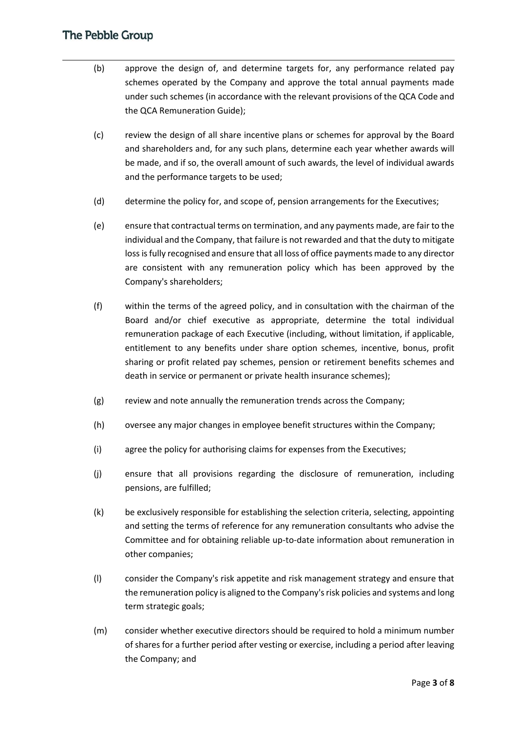(b) approve the design of, and determine targets for, any performance related pay schemes operated by the Company and approve the total annual payments made under such schemes (in accordance with the relevant provisions of the QCA Code and the QCA Remuneration Guide);

(c) review the design of all share incentive plans or schemes for approval by the Board and shareholders and, for any such plans, determine each year whether awards will be made, and if so, the overall amount of such awards, the level of individual awards and the performance targets to be used;

(d) determine the policy for, and scope of, pension arrangements for the Executives;

(e) ensure that contractual terms on termination, and any payments made, are fair to the individual and the Company, that failure is not rewarded and that the duty to mitigate loss is fully recognised and ensure that all loss of office payments made to any director are consistent with any remuneration policy which has been approved by the Company's shareholders;

(f) within the terms of the agreed policy, and in consultation with the chairman of the Board and/or chief executive as appropriate, determine the total individual remuneration package of each Executive (including, without limitation, if applicable, entitlement to any benefits under share option schemes, incentive, bonus, profit sharing or profit related pay schemes, pension or retirement benefits schemes and death in service or permanent or private health insurance schemes);

(g) review and note annually the remuneration trends across the Company;

(h) oversee any major changes in employee benefit structures within the Company;

(i) agree the policy for authorising claims for expenses from the Executives;

(j) ensure that all provisions regarding the disclosure of remuneration, including pensions, are fulfilled;

(k) be exclusively responsible for establishing the selection criteria, selecting, appointing and setting the terms of reference for any remuneration consultants who advise the Committee and for obtaining reliable up-to-date information about remuneration in other companies;

(l) consider the Company's risk appetite and risk management strategy and ensure that the remuneration policy is aligned to the Company's risk policies and systems and long term strategic goals;

(m) consider whether executive directors should be required to hold a minimum number of shares for a further period after vesting or exercise, including a period after leaving the Company; and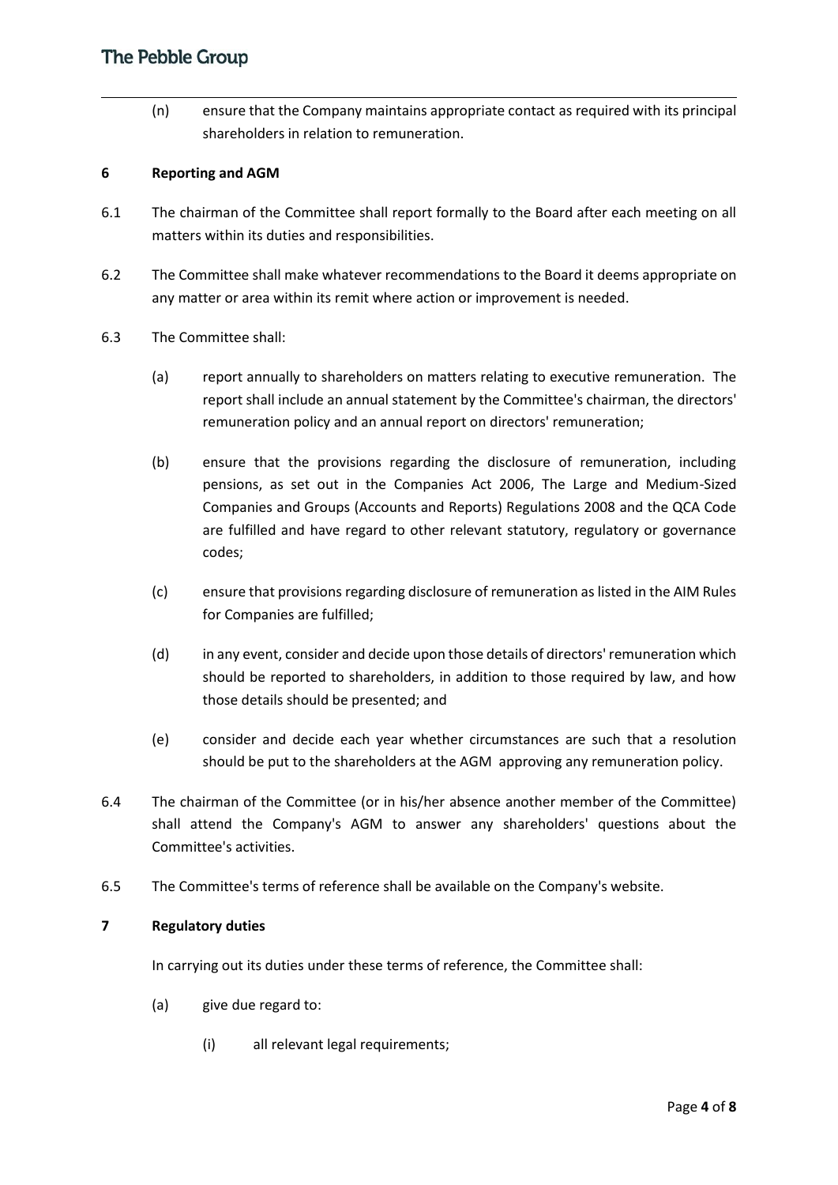(n) ensure that the Company maintains appropriate contact as required with its principal shareholders in relation to remuneration.

## 6 Reporting and AGM

6.1 The chairman of the Committee shall report formally to the Board after each meeting on all matters within its duties and responsibilities.

6.2 The Committee shall make whatever recommendations to the Board it deems appropriate on any matter or area within its remit where action or improvement is needed.

6.3 The Committee shall:

(a) report annually to shareholders on matters relating to executive remuneration. The report shall include an annual statement by the Committee's chairman, the directors' remuneration policy and an annual report on directors' remuneration;

(b) ensure that the provisions regarding the disclosure of remuneration, including pensions, as set out in the Companies Act 2006, The Large and Medium-Sized Companies and Groups (Accounts and Reports) Regulations 2008 and the QCA Code are fulfilled and have regard to other relevant statutory, regulatory or governance codes;

(c) ensure that provisions regarding disclosure of remuneration as listed in the AIM Rules for Companies are fulfilled;

(d) in any event, consider and decide upon those details of directors' remuneration which should be reported to shareholders, in addition to those required by law, and how those details should be presented; and

(e) consider and decide each year whether circumstances are such that a resolution should be put to the shareholders at the AGM approving any remuneration policy.

6.4 The chairman of the Committee (or in his/her absence another member of the Committee) shall attend the Company's AGM to answer any shareholders' questions about the Committee's activities.

6.5 The Committee's terms of reference shall be available on the Company's website.

## 7 Regulatory duties

In carrying out its duties under these terms of reference, the Committee shall:

(a) give due regard to:

(i) all relevant legal requirements;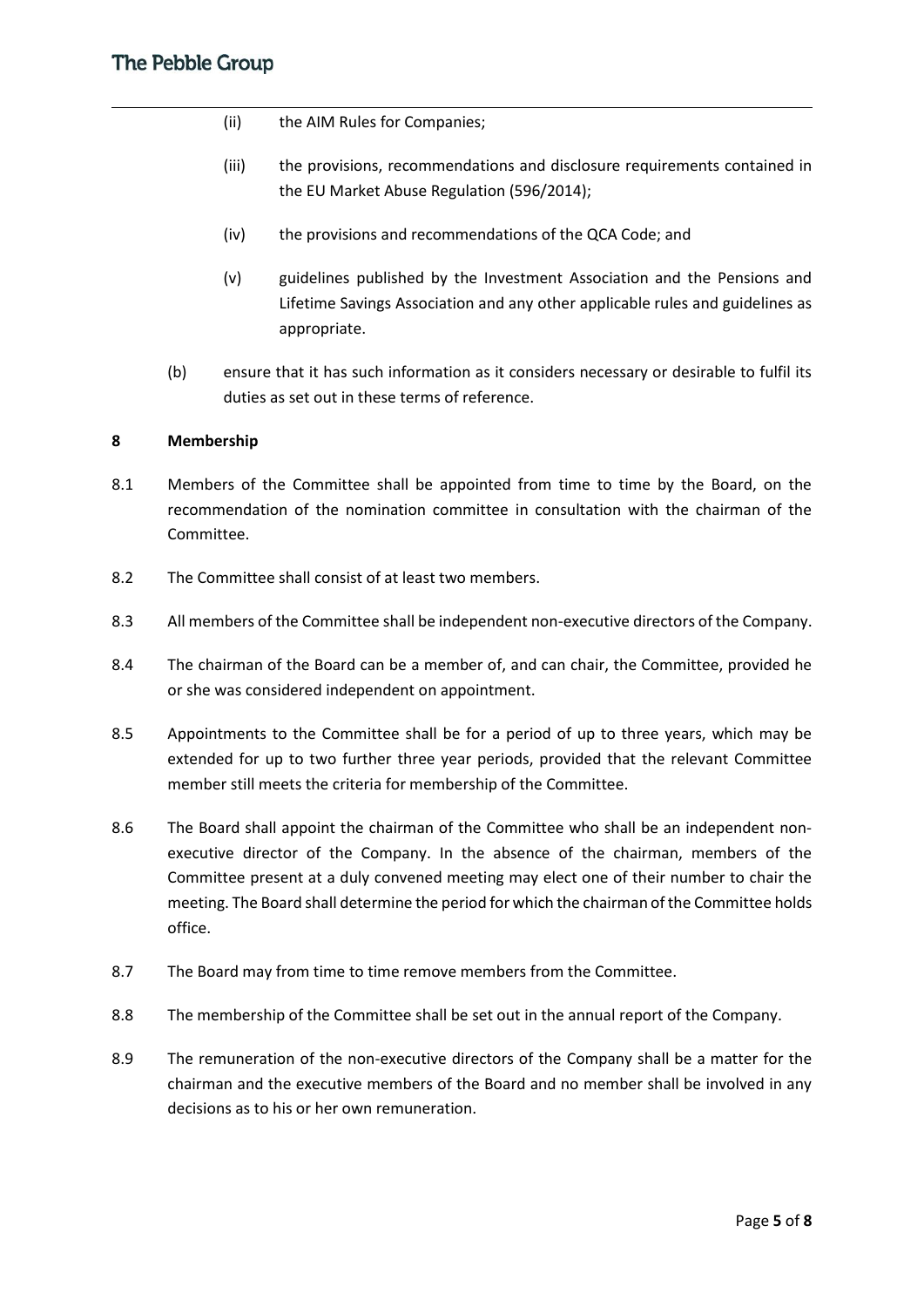(ii) the AIM Rules for Companies;

(iii) the provisions, recommendations and disclosure requirements contained in the EU Market Abuse Regulation (596/2014);

(iv) the provisions and recommendations of the QCA Code; and

(v) guidelines published by the Investment Association and the Pensions and Lifetime Savings Association and any other applicable rules and guidelines as appropriate.

(b) ensure that it has such information as it considers necessary or desirable to fulfil its duties as set out in these terms of reference.

## 8 Membership

8.1 Members of the Committee shall be appointed from time to time by the Board, on the recommendation of the nomination committee in consultation with the chairman of the Committee.

8.2 The Committee shall consist of at least two members.

8.3 All members of the Committee shall be independent non-executive directors of the Company.

8.4 The chairman of the Board can be a member of, and can chair, the Committee, provided he or she was considered independent on appointment.

8.5 Appointments to the Committee shall be for a period of up to three years, which may be extended for up to two further three year periods, provided that the relevant Committee member still meets the criteria for membership of the Committee.

8.6 The Board shall appoint the chairman of the Committee who shall be an independent non-executive director of the Company. In the absence of the chairman, members of the Committee present at a duly convened meeting may elect one of their number to chair the meeting. The Board shall determine the period for which the chairman of the Committee holds office.

8.7 The Board may from time to time remove members from the Committee.

8.8 The membership of the Committee shall be set out in the annual report of the Company.

8.9 The remuneration of the non-executive directors of the Company shall be a matter for the chairman and the executive members of the Board and no member shall be involved in any decisions as to his or her own remuneration.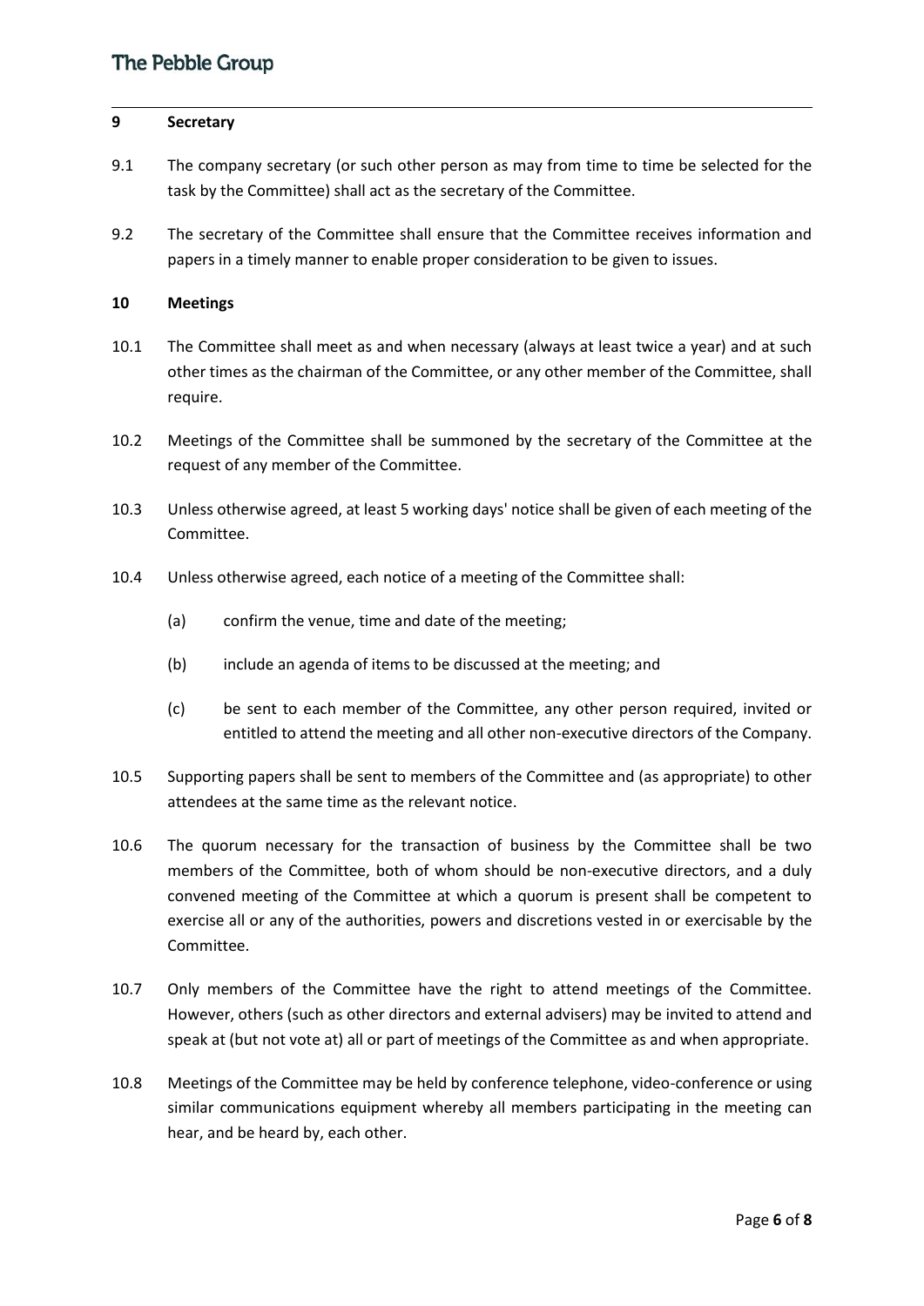## 9 Secretary

9.1 The company secretary (or such other person as may from time to time be selected for the task by the Committee) shall act as the secretary of the Committee.

9.2 The secretary of the Committee shall ensure that the Committee receives information and papers in a timely manner to enable proper consideration to be given to issues.

## 10 Meetings

10.1 The Committee shall meet as and when necessary (always at least twice a year) and at such other times as the chairman of the Committee, or any other member of the Committee, shall require.

10.2 Meetings of the Committee shall be summoned by the secretary of the Committee at the request of any member of the Committee.

10.3 Unless otherwise agreed, at least 5 working days' notice shall be given of each meeting of the Committee.

10.4 Unless otherwise agreed, each notice of a meeting of the Committee shall:

(a) confirm the venue, time and date of the meeting;

(b) include an agenda of items to be discussed at the meeting; and

(c) be sent to each member of the Committee, any other person required, invited or entitled to attend the meeting and all other non-executive directors of the Company.

10.5 Supporting papers shall be sent to members of the Committee and (as appropriate) to other attendees at the same time as the relevant notice.

10.6 The quorum necessary for the transaction of business by the Committee shall be two members of the Committee, both of whom should be non-executive directors, and a duly convened meeting of the Committee at which a quorum is present shall be competent to exercise all or any of the authorities, powers and discretions vested in or exercisable by the Committee.

10.7 Only members of the Committee have the right to attend meetings of the Committee. However, others (such as other directors and external advisers) may be invited to attend and speak at (but not vote at) all or part of meetings of the Committee as and when appropriate.

10.8 Meetings of the Committee may be held by conference telephone, video-conference or using similar communications equipment whereby all members participating in the meeting can hear, and be heard by, each other.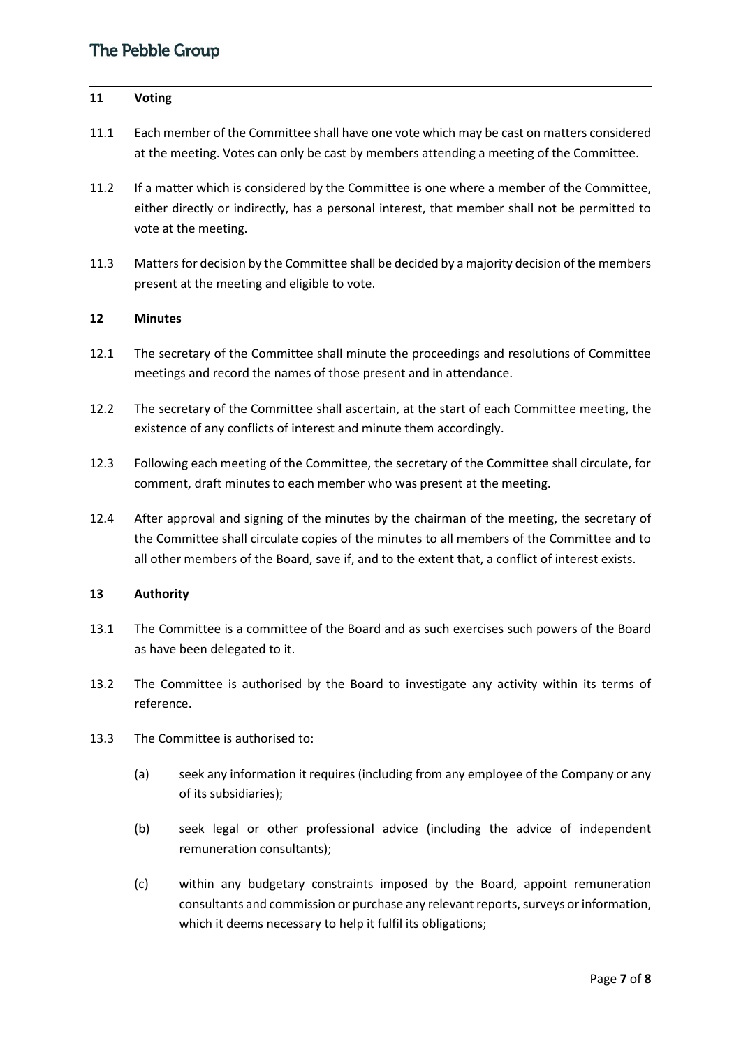## 11 Voting

11.1 Each member of the Committee shall have one vote which may be cast on matters considered at the meeting. Votes can only be cast by members attending a meeting of the Committee.

11.2 If a matter which is considered by the Committee is one where a member of the Committee, either directly or indirectly, has a personal interest, that member shall not be permitted to vote at the meeting.

11.3 Matters for decision by the Committee shall be decided by a majority decision of the members present at the meeting and eligible to vote.

## 12 Minutes

12.1 The secretary of the Committee shall minute the proceedings and resolutions of Committee meetings and record the names of those present and in attendance.

12.2 The secretary of the Committee shall ascertain, at the start of each Committee meeting, the existence of any conflicts of interest and minute them accordingly.

12.3 Following each meeting of the Committee, the secretary of the Committee shall circulate, for comment, draft minutes to each member who was present at the meeting.

12.4 After approval and signing of the minutes by the chairman of the meeting, the secretary of the Committee shall circulate copies of the minutes to all members of the Committee and to all other members of the Board, save if, and to the extent that, a conflict of interest exists.

## 13 Authority

13.1 The Committee is a committee of the Board and as such exercises such powers of the Board as have been delegated to it.

13.2 The Committee is authorised by the Board to investigate any activity within its terms of reference.

13.3 The Committee is authorised to:

(a) seek any information it requires (including from any employee of the Company or any of its subsidiaries);

(b) seek legal or other professional advice (including the advice of independent remuneration consultants);

(c) within any budgetary constraints imposed by the Board, appoint remuneration consultants and commission or purchase any relevant reports, surveys or information, which it deems necessary to help it fulfil its obligations;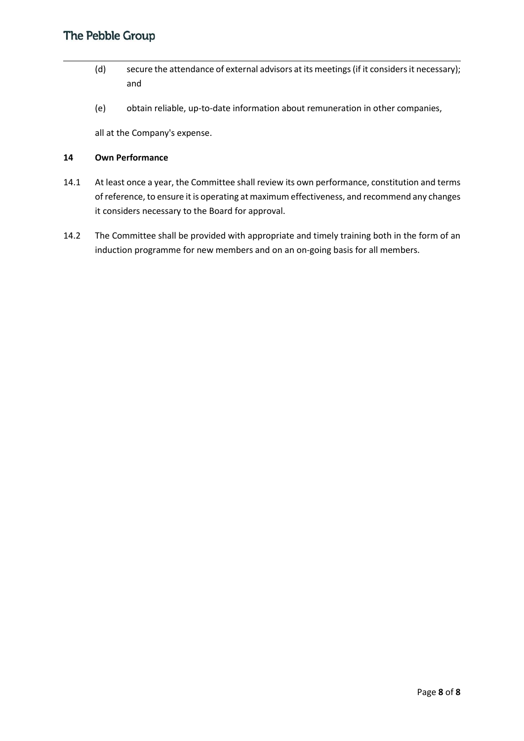(d) secure the attendance of external advisors at its meetings (if it considers it necessary); and

(e) obtain reliable, up-to-date information about remuneration in other companies,

all at the Company's expense.

**14 Own Performance**

14.1 At least once a year, the Committee shall review its own performance, constitution and terms of reference, to ensure it is operating at maximum effectiveness, and recommend any changes it considers necessary to the Board for approval.

14.2 The Committee shall be provided with appropriate and timely training both in the form of an induction programme for new members and on an on-going basis for all members.